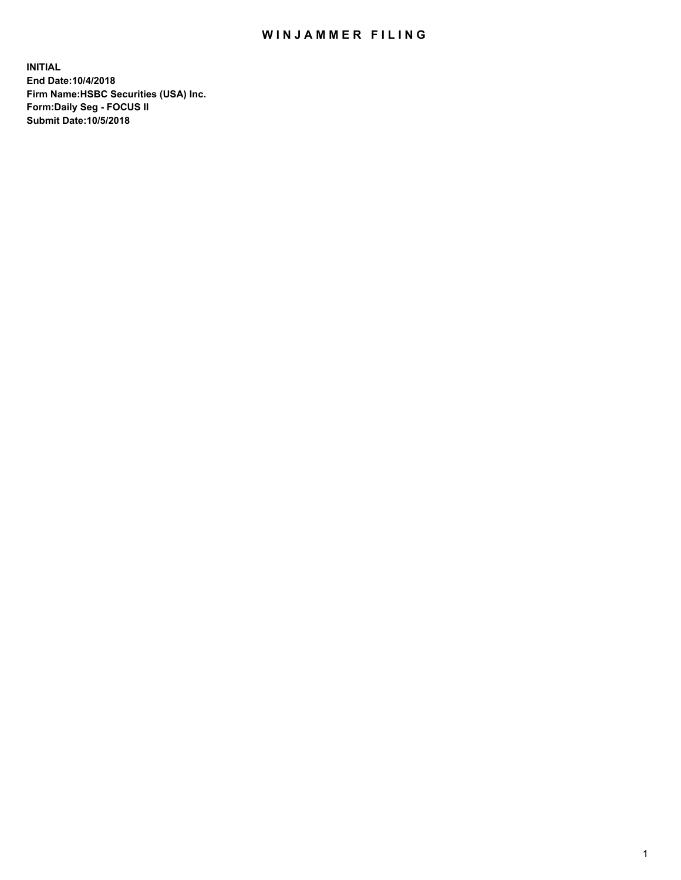# WINJAMMER FILING

**INITIAL**
**End Date:10/4/2018**
**Firm Name:HSBC Securities (USA) Inc.**
**Form:Daily Seg - FOCUS II**
**Submit Date:10/5/2018**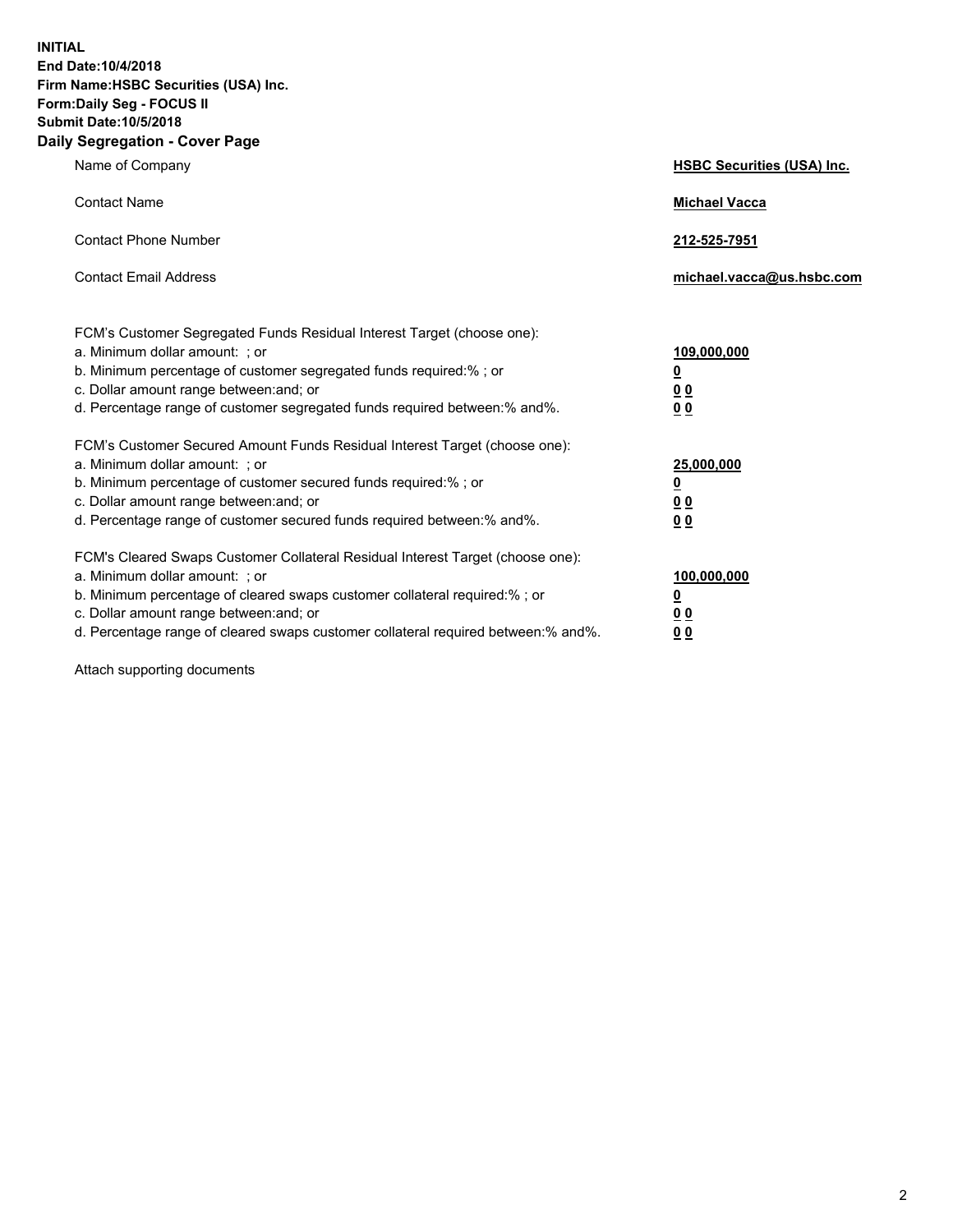**INITIAL**
**End Date:10/4/2018**
**Firm Name:HSBC Securities (USA) Inc.**
**Form:Daily Seg - FOCUS II**
**Submit Date:10/5/2018**

## Daily Segregation - Cover Page

| | |
|---|---|
| Name of Company | **HSBC Securities (USA) Inc.** |
| Contact Name | **Michael Vacca** |
| Contact Phone Number | **212-525-7951** |
| Contact Email Address | **michael.vacca@us.hsbc.com** |

FCM's Customer Segregated Funds Residual Interest Target (choose one):

| | |
|---|---|
| a. Minimum dollar amount: ; or | **109,000,000** |
| b. Minimum percentage of customer segregated funds required:% ; or | **0** |
| c. Dollar amount range between:and; or | **0 0** |
| d. Percentage range of customer segregated funds required between:% and%. | **0 0** |

FCM's Customer Secured Amount Funds Residual Interest Target (choose one):

| | |
|---|---|
| a. Minimum dollar amount: ; or | **25,000,000** |
| b. Minimum percentage of customer secured funds required:% ; or | **0** |
| c. Dollar amount range between:and; or | **0 0** |
| d. Percentage range of customer secured funds required between:% and%. | **0 0** |

FCM's Cleared Swaps Customer Collateral Residual Interest Target (choose one):

| | |
|---|---|
| a. Minimum dollar amount: ; or | **100,000,000** |
| b. Minimum percentage of cleared swaps customer collateral required:% ; or | **0** |
| c. Dollar amount range between:and; or | **0 0** |
| d. Percentage range of cleared swaps customer collateral required between:% and%. | **0 0** |

Attach supporting documents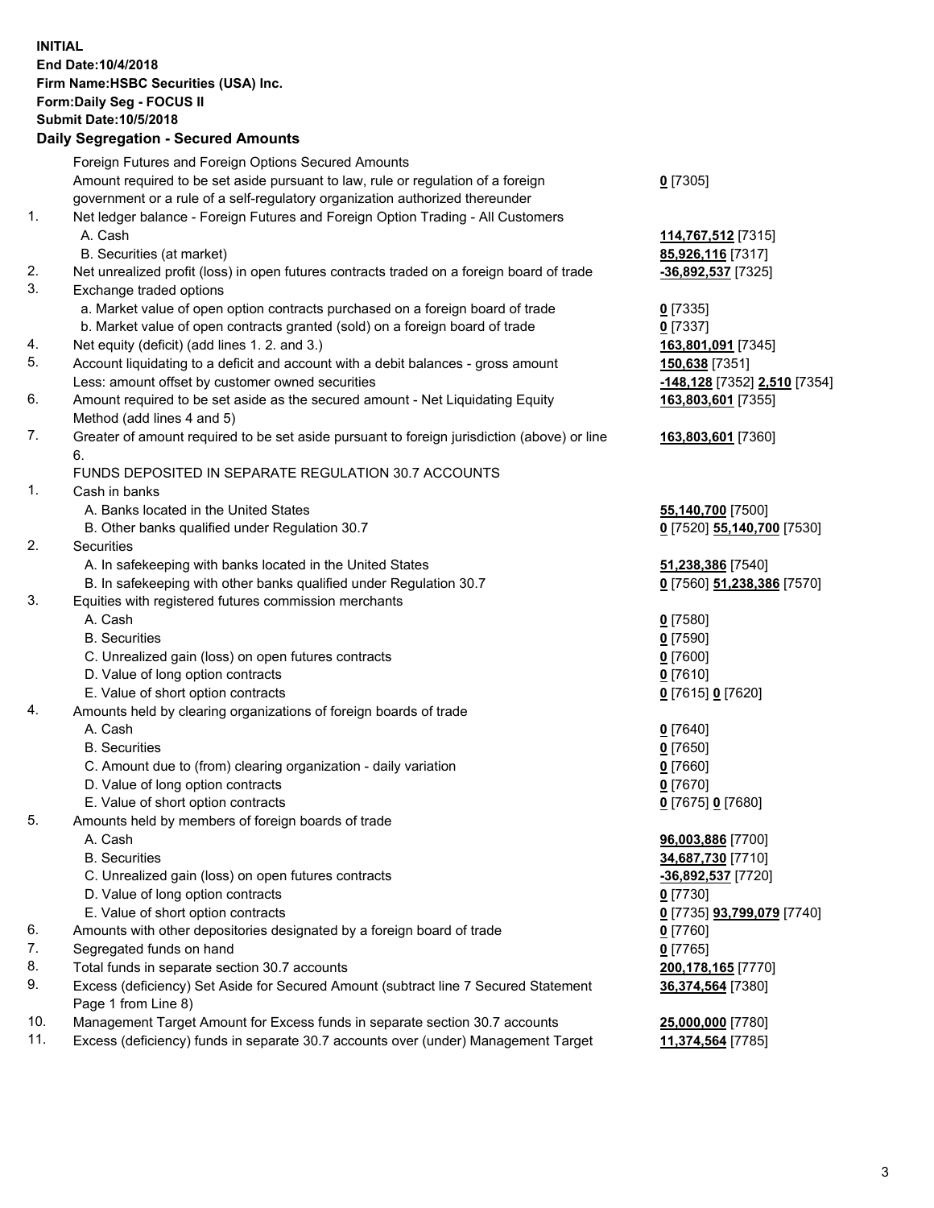**INITIAL**
**End Date:10/4/2018**
**Firm Name:HSBC Securities (USA) Inc.**
**Form:Daily Seg - FOCUS II**
**Submit Date:10/5/2018**

## Daily Segregation - Secured Amounts

| | | |
|---|---|---|
| | Foreign Futures and Foreign Options Secured Amounts | |
| | Amount required to be set aside pursuant to law, rule or regulation of a foreign government or a rule of a self-regulatory organization authorized thereunder | **0** [7305] |
| 1. | Net ledger balance - Foreign Futures and Foreign Option Trading - All Customers | |
| | A. Cash | **114,767,512** [7315] |
| | B. Securities (at market) | **85,926,116** [7317] |
| 2. | Net unrealized profit (loss) in open futures contracts traded on a foreign board of trade | **-36,892,537** [7325] |
| 3. | Exchange traded options | |
| | a. Market value of open option contracts purchased on a foreign board of trade | **0** [7335] |
| | b. Market value of open contracts granted (sold) on a foreign board of trade | **0** [7337] |
| 4. | Net equity (deficit) (add lines 1. 2. and 3.) | **163,801,091** [7345] |
| 5. | Account liquidating to a deficit and account with a debit balances - gross amount | **150,638** [7351] |
| | Less: amount offset by customer owned securities | **-148,128** [7352] **2,510** [7354] |
| 6. | Amount required to be set aside as the secured amount - Net Liquidating Equity Method (add lines 4 and 5) | **163,803,601** [7355] |
| 7. | Greater of amount required to be set aside pursuant to foreign jurisdiction (above) or line 6. | **163,803,601** [7360] |
| | FUNDS DEPOSITED IN SEPARATE REGULATION 30.7 ACCOUNTS | |
| 1. | Cash in banks | |
| | A. Banks located in the United States | **55,140,700** [7500] |
| | B. Other banks qualified under Regulation 30.7 | **0** [7520] **55,140,700** [7530] |
| 2. | Securities | |
| | A. In safekeeping with banks located in the United States | **51,238,386** [7540] |
| | B. In safekeeping with other banks qualified under Regulation 30.7 | **0** [7560] **51,238,386** [7570] |
| 3. | Equities with registered futures commission merchants | |
| | A. Cash | **0** [7580] |
| | B. Securities | **0** [7590] |
| | C. Unrealized gain (loss) on open futures contracts | **0** [7600] |
| | D. Value of long option contracts | **0** [7610] |
| | E. Value of short option contracts | **0** [7615] **0** [7620] |
| 4. | Amounts held by clearing organizations of foreign boards of trade | |
| | A. Cash | **0** [7640] |
| | B. Securities | **0** [7650] |
| | C. Amount due to (from) clearing organization - daily variation | **0** [7660] |
| | D. Value of long option contracts | **0** [7670] |
| | E. Value of short option contracts | **0** [7675] **0** [7680] |
| 5. | Amounts held by members of foreign boards of trade | |
| | A. Cash | **96,003,886** [7700] |
| | B. Securities | **34,687,730** [7710] |
| | C. Unrealized gain (loss) on open futures contracts | **-36,892,537** [7720] |
| | D. Value of long option contracts | **0** [7730] |
| | E. Value of short option contracts | **0** [7735] **93,799,079** [7740] |
| 6. | Amounts with other depositories designated by a foreign board of trade | **0** [7760] |
| 7. | Segregated funds on hand | **0** [7765] |
| 8. | Total funds in separate section 30.7 accounts | **200,178,165** [7770] |
| 9. | Excess (deficiency) Set Aside for Secured Amount (subtract line 7 Secured Statement Page 1 from Line 8) | **36,374,564** [7380] |
| 10. | Management Target Amount for Excess funds in separate section 30.7 accounts | **25,000,000** [7780] |
| 11. | Excess (deficiency) funds in separate 30.7 accounts over (under) Management Target | **11,374,564** [7785] |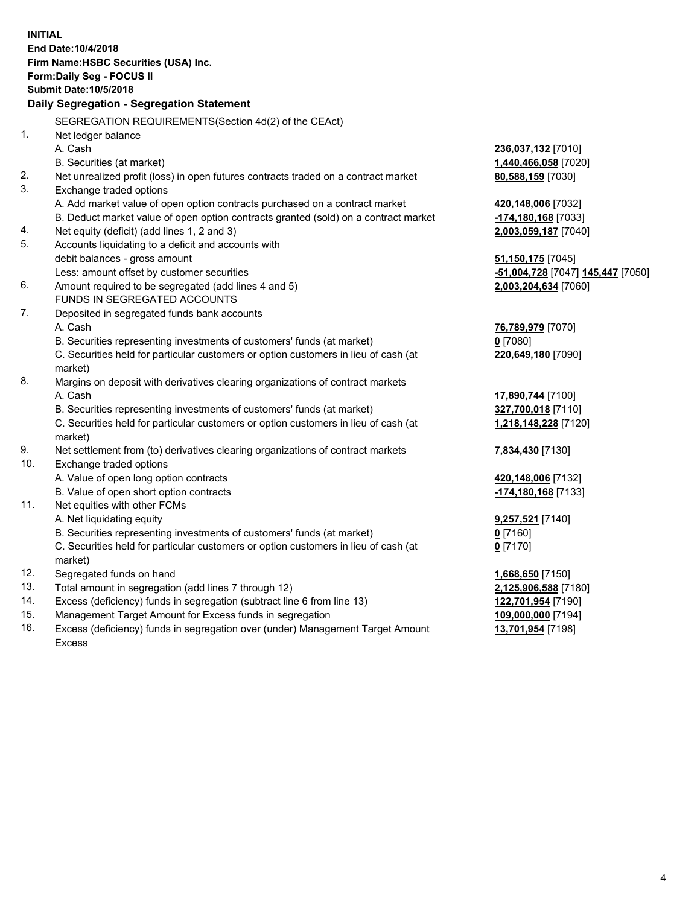**INITIAL**
**End Date:10/4/2018**
**Firm Name:HSBC Securities (USA) Inc.**
**Form:Daily Seg - FOCUS II**
**Submit Date:10/5/2018**

## Daily Segregation - Segregation Statement

SEGREGATION REQUIREMENTS(Section 4d(2) of the CEAct)

| | | |
|---|---|---|
| 1. | Net ledger balance | |
| | A. Cash | **236,037,132** [7010] |
| | B. Securities (at market) | **1,440,466,058** [7020] |
| 2. | Net unrealized profit (loss) in open futures contracts traded on a contract market | **80,588,159** [7030] |
| 3. | Exchange traded options | |
| | A. Add market value of open option contracts purchased on a contract market | **420,148,006** [7032] |
| | B. Deduct market value of open option contracts granted (sold) on a contract market | **-174,180,168** [7033] |
| 4. | Net equity (deficit) (add lines 1, 2 and 3) | **2,003,059,187** [7040] |
| 5. | Accounts liquidating to a deficit and accounts with debit balances - gross amount | **51,150,175** [7045] |
| | Less: amount offset by customer securities | **-51,004,728** [7047] **145,447** [7050] |
| 6. | Amount required to be segregated (add lines 4 and 5) | **2,003,204,634** [7060] |
| | FUNDS IN SEGREGATED ACCOUNTS | |
| 7. | Deposited in segregated funds bank accounts | |
| | A. Cash | **76,789,979** [7070] |
| | B. Securities representing investments of customers' funds (at market) | **0** [7080] |
| | C. Securities held for particular customers or option customers in lieu of cash (at market) | **220,649,180** [7090] |
| 8. | Margins on deposit with derivatives clearing organizations of contract markets | |
| | A. Cash | **17,890,744** [7100] |
| | B. Securities representing investments of customers' funds (at market) | **327,700,018** [7110] |
| | C. Securities held for particular customers or option customers in lieu of cash (at market) | **1,218,148,228** [7120] |
| 9. | Net settlement from (to) derivatives clearing organizations of contract markets | **7,834,430** [7130] |
| 10. | Exchange traded options | |
| | A. Value of open long option contracts | **420,148,006** [7132] |
| | B. Value of open short option contracts | **-174,180,168** [7133] |
| 11. | Net equities with other FCMs | |
| | A. Net liquidating equity | **9,257,521** [7140] |
| | B. Securities representing investments of customers' funds (at market) | **0** [7160] |
| | C. Securities held for particular customers or option customers in lieu of cash (at market) | **0** [7170] |
| 12. | Segregated funds on hand | **1,668,650** [7150] |
| 13. | Total amount in segregation (add lines 7 through 12) | **2,125,906,588** [7180] |
| 14. | Excess (deficiency) funds in segregation (subtract line 6 from line 13) | **122,701,954** [7190] |
| 15. | Management Target Amount for Excess funds in segregation | **109,000,000** [7194] |
| 16. | Excess (deficiency) funds in segregation over (under) Management Target Amount Excess | **13,701,954** [7198] |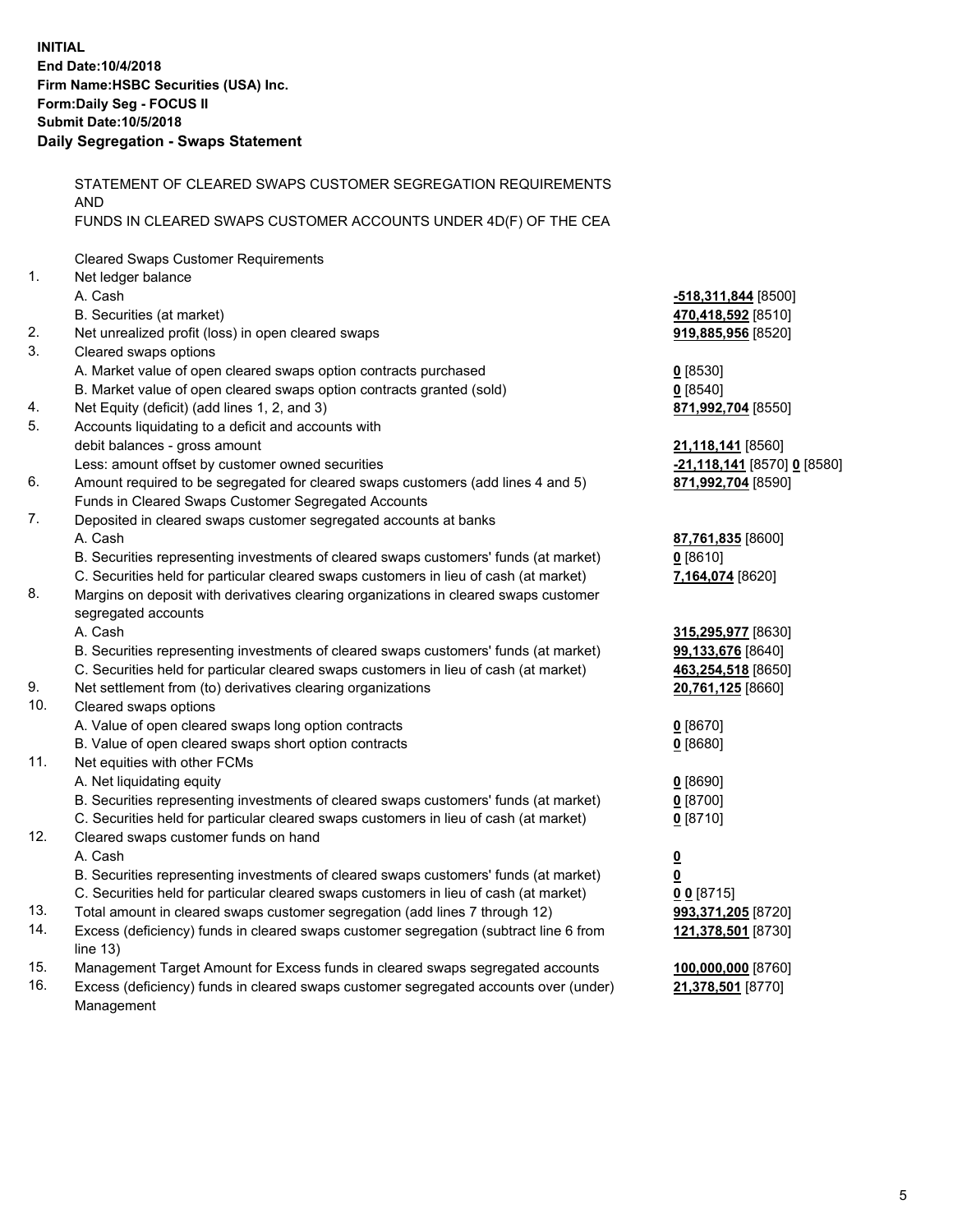**INITIAL**
**End Date:10/4/2018**
**Firm Name:HSBC Securities (USA) Inc.**
**Form:Daily Seg - FOCUS II**
**Submit Date:10/5/2018**
**Daily Segregation - Swaps Statement**

STATEMENT OF CLEARED SWAPS CUSTOMER SEGREGATION REQUIREMENTS AND FUNDS IN CLEARED SWAPS CUSTOMER ACCOUNTS UNDER 4D(F) OF THE CEA

| | | |
|---|---|---|
| | Cleared Swaps Customer Requirements | |
| 1. | Net ledger balance | |
| | A. Cash | **-518,311,844** [8500] |
| | B. Securities (at market) | **470,418,592** [8510] |
| 2. | Net unrealized profit (loss) in open cleared swaps | **919,885,956** [8520] |
| 3. | Cleared swaps options | |
| | A. Market value of open cleared swaps option contracts purchased | **0** [8530] |
| | B. Market value of open cleared swaps option contracts granted (sold) | **0** [8540] |
| 4. | Net Equity (deficit) (add lines 1, 2, and 3) | **871,992,704** [8550] |
| 5. | Accounts liquidating to a deficit and accounts with debit balances - gross amount | **21,118,141** [8560] |
| | Less: amount offset by customer owned securities | **-21,118,141** [8570] **0** [8580] |
| 6. | Amount required to be segregated for cleared swaps customers (add lines 4 and 5) | **871,992,704** [8590] |
| | Funds in Cleared Swaps Customer Segregated Accounts | |
| 7. | Deposited in cleared swaps customer segregated accounts at banks | |
| | A. Cash | **87,761,835** [8600] |
| | B. Securities representing investments of cleared swaps customers' funds (at market) | **0** [8610] |
| | C. Securities held for particular cleared swaps customers in lieu of cash (at market) | **7,164,074** [8620] |
| 8. | Margins on deposit with derivatives clearing organizations in cleared swaps customer segregated accounts | |
| | A. Cash | **315,295,977** [8630] |
| | B. Securities representing investments of cleared swaps customers' funds (at market) | **99,133,676** [8640] |
| | C. Securities held for particular cleared swaps customers in lieu of cash (at market) | **463,254,518** [8650] |
| 9. | Net settlement from (to) derivatives clearing organizations | **20,761,125** [8660] |
| 10. | Cleared swaps options | |
| | A. Value of open cleared swaps long option contracts | **0** [8670] |
| | B. Value of open cleared swaps short option contracts | **0** [8680] |
| 11. | Net equities with other FCMs | |
| | A. Net liquidating equity | **0** [8690] |
| | B. Securities representing investments of cleared swaps customers' funds (at market) | **0** [8700] |
| | C. Securities held for particular cleared swaps customers in lieu of cash (at market) | **0** [8710] |
| 12. | Cleared swaps customer funds on hand | |
| | A. Cash | **0** |
| | B. Securities representing investments of cleared swaps customers' funds (at market) | **0** |
| | C. Securities held for particular cleared swaps customers in lieu of cash (at market) | **0** **0** [8715] |
| 13. | Total amount in cleared swaps customer segregation (add lines 7 through 12) | **993,371,205** [8720] |
| 14. | Excess (deficiency) funds in cleared swaps customer segregation (subtract line 6 from line 13) | **121,378,501** [8730] |
| 15. | Management Target Amount for Excess funds in cleared swaps segregated accounts | **100,000,000** [8760] |
| 16. | Excess (deficiency) funds in cleared swaps customer segregated accounts over (under) Management | **21,378,501** [8770] |